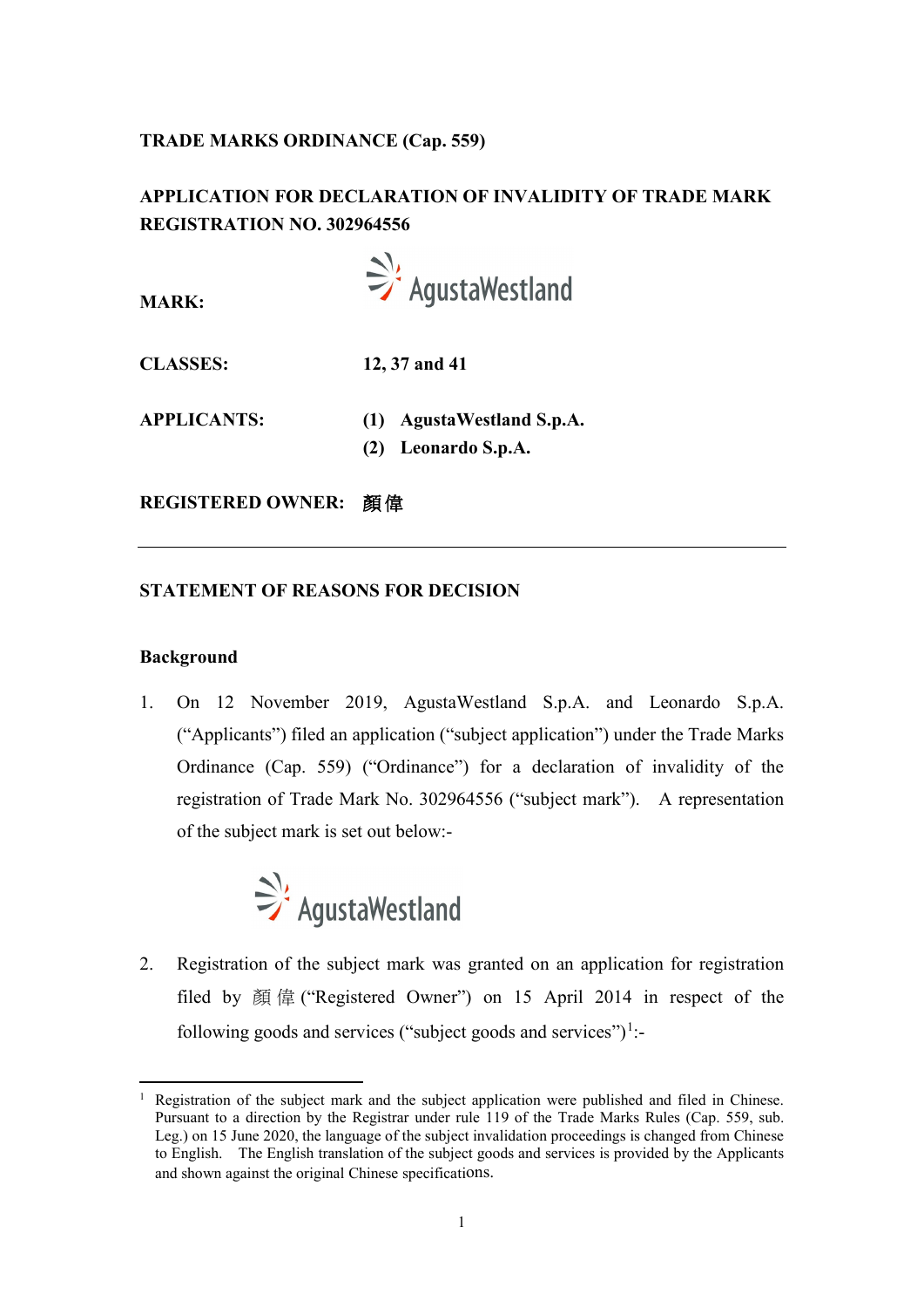**TRADE MARKS ORDINANCE (Cap. 559)**

**APPLICATION FOR DECLARATION OF INVALIDITY OF TRADE MARK REGISTRATION NO. 302964556**

| | |
|---|---|
| **MARK:** | AgustaWestland |
| **CLASSES:** | **12, 37 and 41** |
| **APPLICANTS:** | **(1) AgustaWestland S.p.A.** <br> **(2) Leonardo S.p.A.** |
| **REGISTERED OWNER:** | **顏偉** |

---

**STATEMENT OF REASONS FOR DECISION**

**Background**

1. On 12 November 2019, AgustaWestland S.p.A. and Leonardo S.p.A. ("Applicants") filed an application ("subject application") under the Trade Marks Ordinance (Cap. 559) ("Ordinance") for a declaration of invalidity of the registration of Trade Mark No. 302964556 ("subject mark"). A representation of the subject mark is set out below:-

AgustaWestland

2. Registration of the subject mark was granted on an application for registration filed by 顏偉 ("Registered Owner") on 15 April 2014 in respect of the following goods and services ("subject goods and services")[1]:-

---

[1] Registration of the subject mark and the subject application were published and filed in Chinese. Pursuant to a direction by the Registrar under rule 119 of the Trade Marks Rules (Cap. 559, sub. Leg.) on 15 June 2020, the language of the subject invalidation proceedings is changed from Chinese to English. The English translation of the subject goods and services is provided by the Applicants and shown against the original Chinese specifications.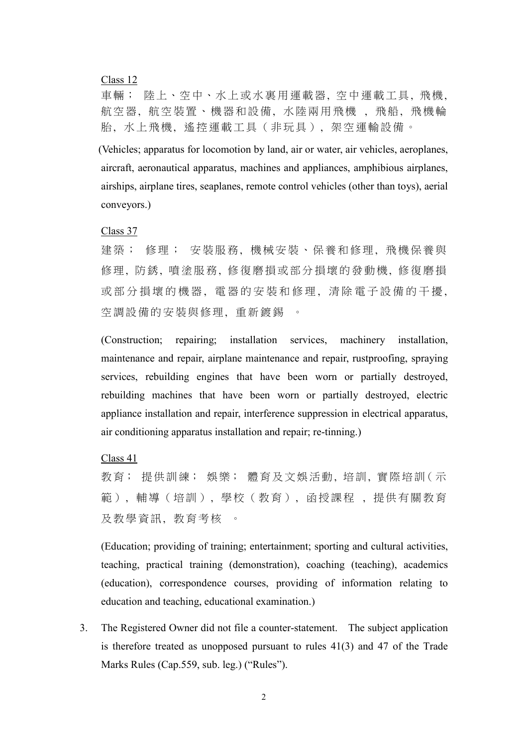Class 12

車輛； 陸上、空中、水上或水裏用運載器，空中運載工具，飛機，航空器，航空裝置、機器和設備，水陸兩用飛機 ，飛船，飛機輪胎，水上飛機，遙控運載工具（非玩具），架空運輸設備。

(Vehicles; apparatus for locomotion by land, air or water, air vehicles, aeroplanes, aircraft, aeronautical apparatus, machines and appliances, amphibious airplanes, airships, airplane tires, seaplanes, remote control vehicles (other than toys), aerial conveyors.)

Class 37

建築； 修理； 安裝服務，機械安裝、保養和修理，飛機保養與修理，防銹，噴塗服務，修復磨損或部分損壞的發動機，修復磨損或部分損壞的機器，電器的安裝和修理，清除電子設備的干擾，空調設備的安裝與修理，重新鍍錫 。

(Construction; repairing; installation services, machinery installation, maintenance and repair, airplane maintenance and repair, rustproofing, spraying services, rebuilding engines that have been worn or partially destroyed, rebuilding machines that have been worn or partially destroyed, electric appliance installation and repair, interference suppression in electrical apparatus, air conditioning apparatus installation and repair; re-tinning.)

Class 41

教育； 提供訓練； 娛樂； 體育及文娛活動，培訓，實際培訓（示範），輔導（培訓），學校（教育），函授課程 ，提供有關教育及教學資訊，教育考核 。

(Education; providing of training; entertainment; sporting and cultural activities, teaching, practical training (demonstration), coaching (teaching), academics (education), correspondence courses, providing of information relating to education and teaching, educational examination.)

3. The Registered Owner did not file a counter-statement. The subject application is therefore treated as unopposed pursuant to rules 41(3) and 47 of the Trade Marks Rules (Cap.559, sub. leg.) ("Rules").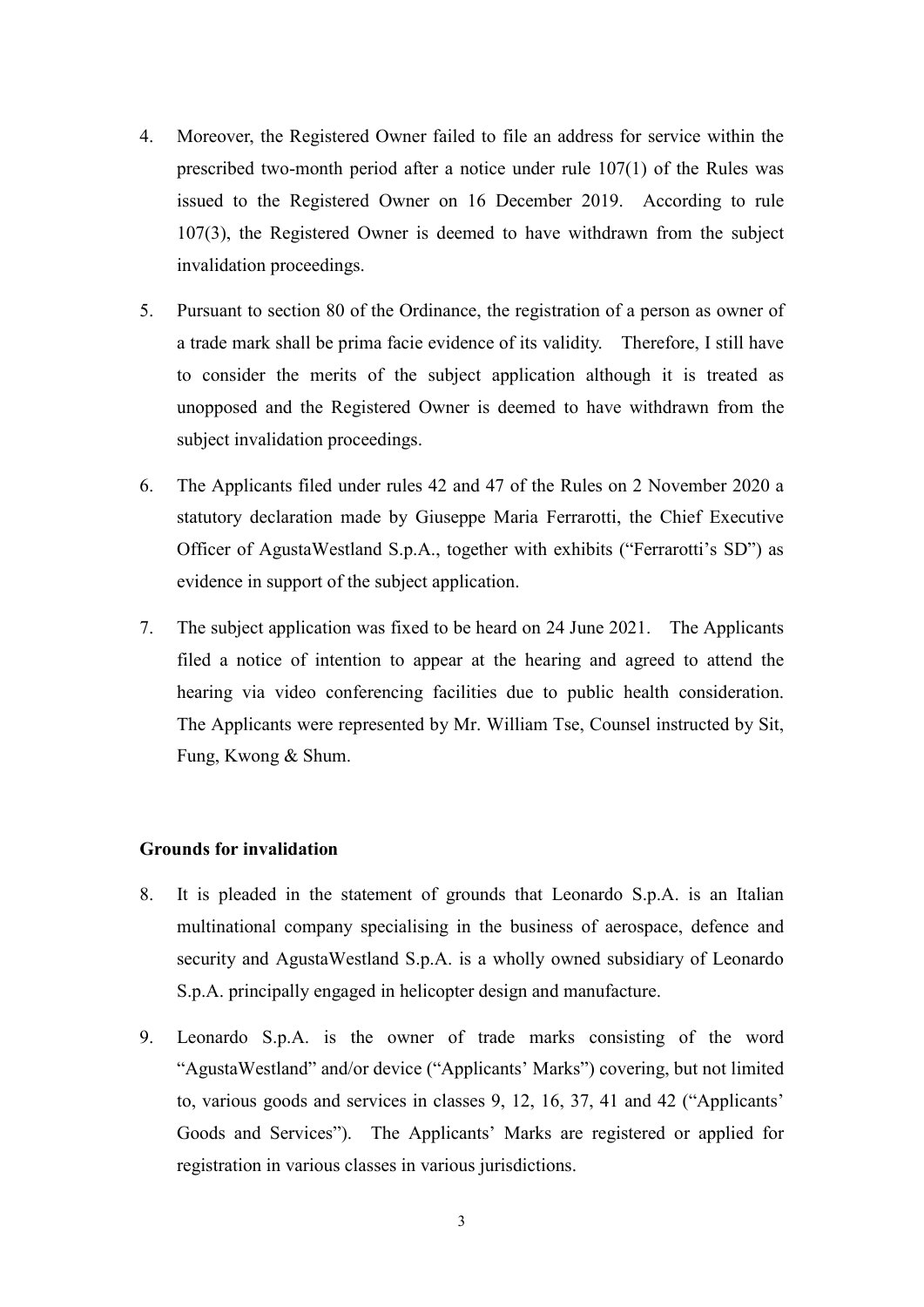4. Moreover, the Registered Owner failed to file an address for service within the prescribed two-month period after a notice under rule 107(1) of the Rules was issued to the Registered Owner on 16 December 2019. According to rule 107(3), the Registered Owner is deemed to have withdrawn from the subject invalidation proceedings.

5. Pursuant to section 80 of the Ordinance, the registration of a person as owner of a trade mark shall be prima facie evidence of its validity. Therefore, I still have to consider the merits of the subject application although it is treated as unopposed and the Registered Owner is deemed to have withdrawn from the subject invalidation proceedings.

6. The Applicants filed under rules 42 and 47 of the Rules on 2 November 2020 a statutory declaration made by Giuseppe Maria Ferrarotti, the Chief Executive Officer of AgustaWestland S.p.A., together with exhibits ("Ferrarotti's SD") as evidence in support of the subject application.

7. The subject application was fixed to be heard on 24 June 2021. The Applicants filed a notice of intention to appear at the hearing and agreed to attend the hearing via video conferencing facilities due to public health consideration. The Applicants were represented by Mr. William Tse, Counsel instructed by Sit, Fung, Kwong & Shum.

**Grounds for invalidation**

8. It is pleaded in the statement of grounds that Leonardo S.p.A. is an Italian multinational company specialising in the business of aerospace, defence and security and AgustaWestland S.p.A. is a wholly owned subsidiary of Leonardo S.p.A. principally engaged in helicopter design and manufacture.

9. Leonardo S.p.A. is the owner of trade marks consisting of the word "AgustaWestland" and/or device ("Applicants' Marks") covering, but not limited to, various goods and services in classes 9, 12, 16, 37, 41 and 42 ("Applicants' Goods and Services"). The Applicants' Marks are registered or applied for registration in various classes in various jurisdictions.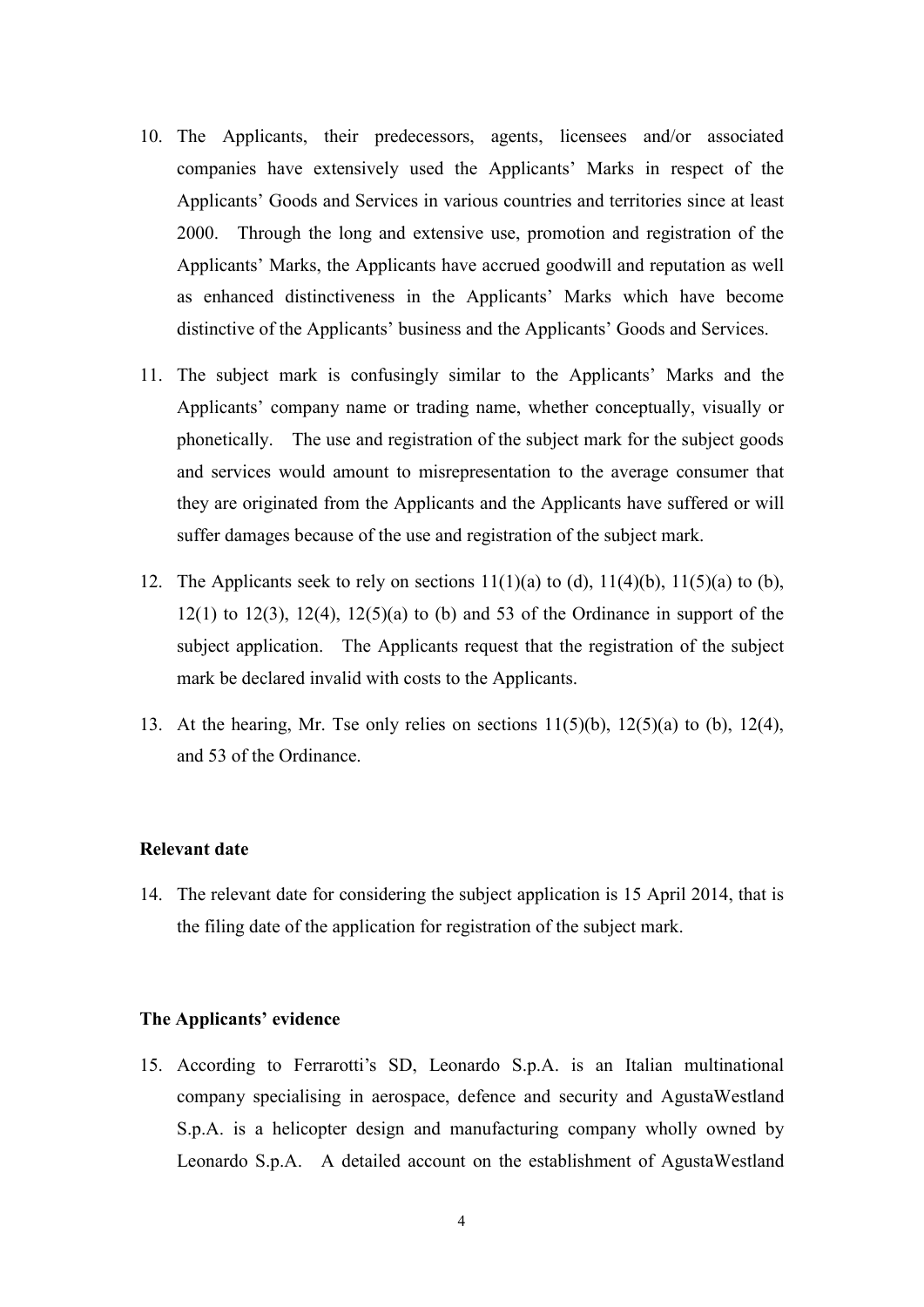10. The Applicants, their predecessors, agents, licensees and/or associated companies have extensively used the Applicants' Marks in respect of the Applicants' Goods and Services in various countries and territories since at least 2000. Through the long and extensive use, promotion and registration of the Applicants' Marks, the Applicants have accrued goodwill and reputation as well as enhanced distinctiveness in the Applicants' Marks which have become distinctive of the Applicants' business and the Applicants' Goods and Services.

11. The subject mark is confusingly similar to the Applicants' Marks and the Applicants' company name or trading name, whether conceptually, visually or phonetically. The use and registration of the subject mark for the subject goods and services would amount to misrepresentation to the average consumer that they are originated from the Applicants and the Applicants have suffered or will suffer damages because of the use and registration of the subject mark.

12. The Applicants seek to rely on sections 11(1)(a) to (d), 11(4)(b), 11(5)(a) to (b), 12(1) to 12(3), 12(4), 12(5)(a) to (b) and 53 of the Ordinance in support of the subject application. The Applicants request that the registration of the subject mark be declared invalid with costs to the Applicants.

13. At the hearing, Mr. Tse only relies on sections 11(5)(b), 12(5)(a) to (b), 12(4), and 53 of the Ordinance.

**Relevant date**

14. The relevant date for considering the subject application is 15 April 2014, that is the filing date of the application for registration of the subject mark.

**The Applicants' evidence**

15. According to Ferrarotti's SD, Leonardo S.p.A. is an Italian multinational company specialising in aerospace, defence and security and AgustaWestland S.p.A. is a helicopter design and manufacturing company wholly owned by Leonardo S.p.A. A detailed account on the establishment of AgustaWestland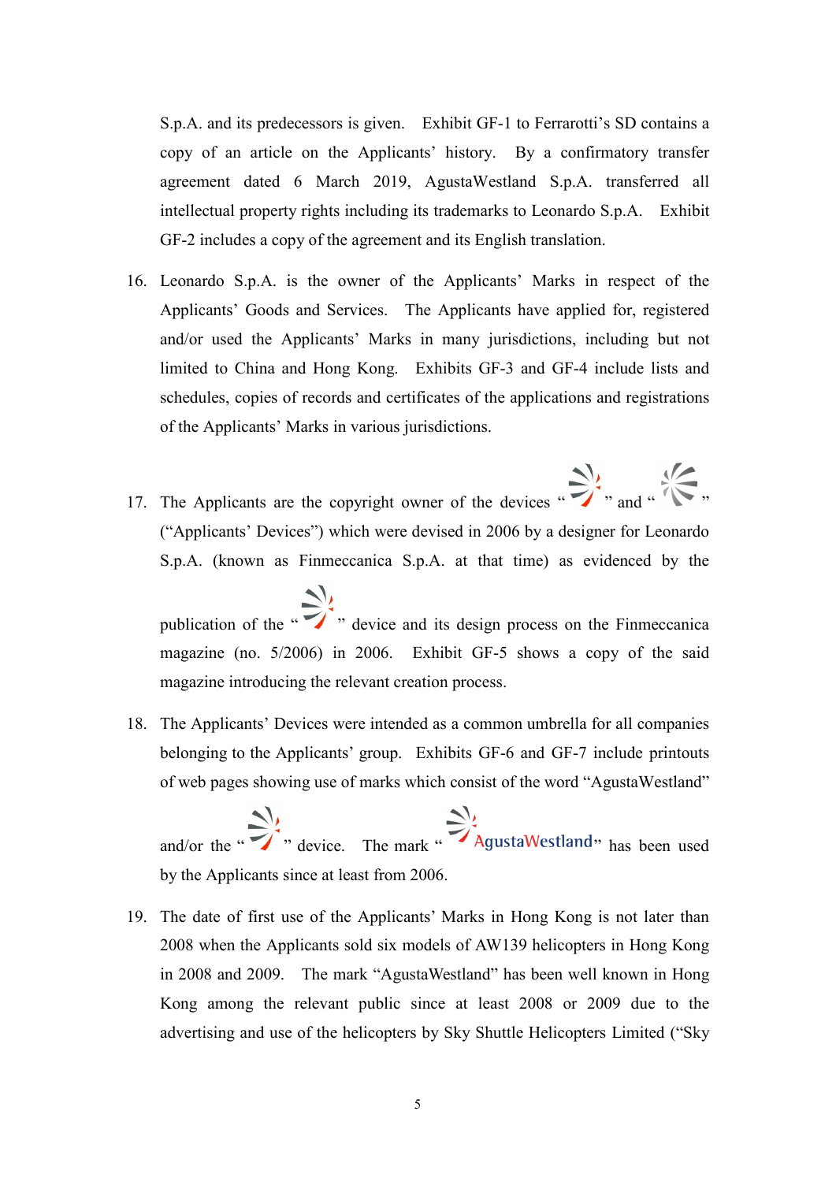S.p.A. and its predecessors is given. Exhibit GF-1 to Ferrarotti's SD contains a copy of an article on the Applicants' history. By a confirmatory transfer agreement dated 6 March 2019, AgustaWestland S.p.A. transferred all intellectual property rights including its trademarks to Leonardo S.p.A. Exhibit GF-2 includes a copy of the agreement and its English translation.

16. Leonardo S.p.A. is the owner of the Applicants' Marks in respect of the Applicants' Goods and Services. The Applicants have applied for, registered and/or used the Applicants' Marks in many jurisdictions, including but not limited to China and Hong Kong. Exhibits GF-3 and GF-4 include lists and schedules, copies of records and certificates of the applications and registrations of the Applicants' Marks in various jurisdictions.

17. The Applicants are the copyright owner of the devices " " and " " ("Applicants' Devices") which were devised in 2006 by a designer for Leonardo S.p.A. (known as Finmeccanica S.p.A. at that time) as evidenced by the publication of the " " device and its design process on the Finmeccanica magazine (no. 5/2006) in 2006. Exhibit GF-5 shows a copy of the said magazine introducing the relevant creation process.

18. The Applicants' Devices were intended as a common umbrella for all companies belonging to the Applicants' group. Exhibits GF-6 and GF-7 include printouts of web pages showing use of marks which consist of the word "AgustaWestland" and/or the " " device. The mark " AgustaWestland" has been used by the Applicants since at least from 2006.

19. The date of first use of the Applicants' Marks in Hong Kong is not later than 2008 when the Applicants sold six models of AW139 helicopters in Hong Kong in 2008 and 2009. The mark "AgustaWestland" has been well known in Hong Kong among the relevant public since at least 2008 or 2009 due to the advertising and use of the helicopters by Sky Shuttle Helicopters Limited ("Sky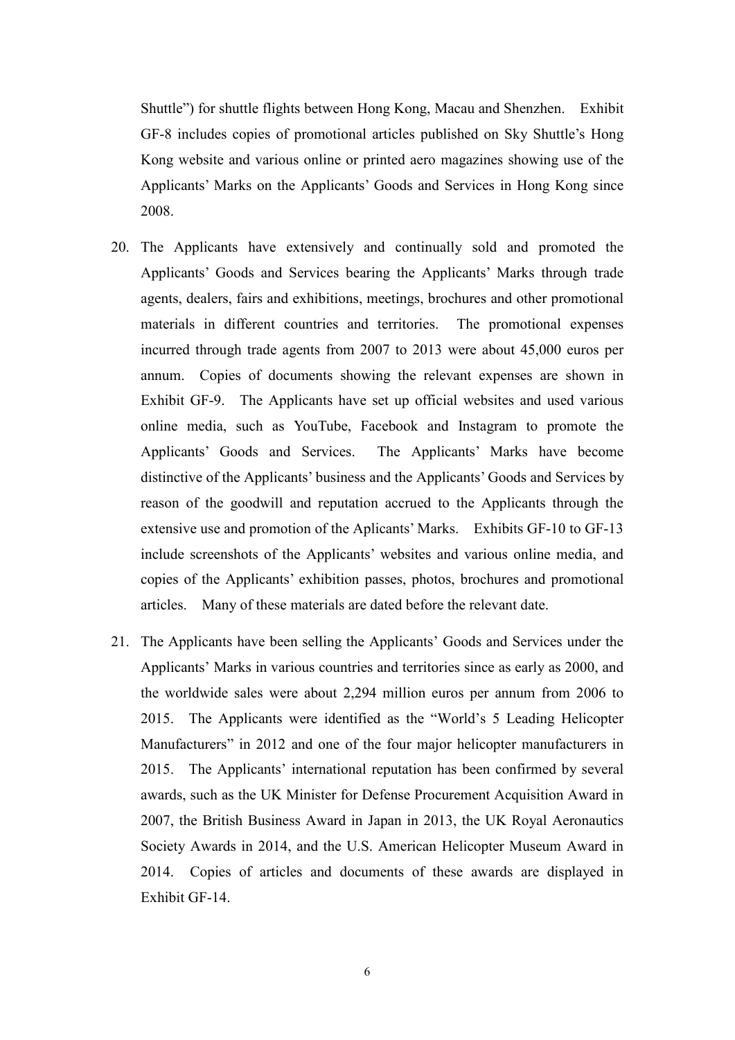Shuttle") for shuttle flights between Hong Kong, Macau and Shenzhen. Exhibit GF-8 includes copies of promotional articles published on Sky Shuttle's Hong Kong website and various online or printed aero magazines showing use of the Applicants' Marks on the Applicants' Goods and Services in Hong Kong since 2008.

20. The Applicants have extensively and continually sold and promoted the Applicants' Goods and Services bearing the Applicants' Marks through trade agents, dealers, fairs and exhibitions, meetings, brochures and other promotional materials in different countries and territories. The promotional expenses incurred through trade agents from 2007 to 2013 were about 45,000 euros per annum. Copies of documents showing the relevant expenses are shown in Exhibit GF-9. The Applicants have set up official websites and used various online media, such as YouTube, Facebook and Instagram to promote the Applicants' Goods and Services. The Applicants' Marks have become distinctive of the Applicants' business and the Applicants' Goods and Services by reason of the goodwill and reputation accrued to the Applicants through the extensive use and promotion of the Aplicants' Marks. Exhibits GF-10 to GF-13 include screenshots of the Applicants' websites and various online media, and copies of the Applicants' exhibition passes, photos, brochures and promotional articles. Many of these materials are dated before the relevant date.

21. The Applicants have been selling the Applicants' Goods and Services under the Applicants' Marks in various countries and territories since as early as 2000, and the worldwide sales were about 2,294 million euros per annum from 2006 to 2015. The Applicants were identified as the "World's 5 Leading Helicopter Manufacturers" in 2012 and one of the four major helicopter manufacturers in 2015. The Applicants' international reputation has been confirmed by several awards, such as the UK Minister for Defense Procurement Acquisition Award in 2007, the British Business Award in Japan in 2013, the UK Royal Aeronautics Society Awards in 2014, and the U.S. American Helicopter Museum Award in 2014. Copies of articles and documents of these awards are displayed in Exhibit GF-14.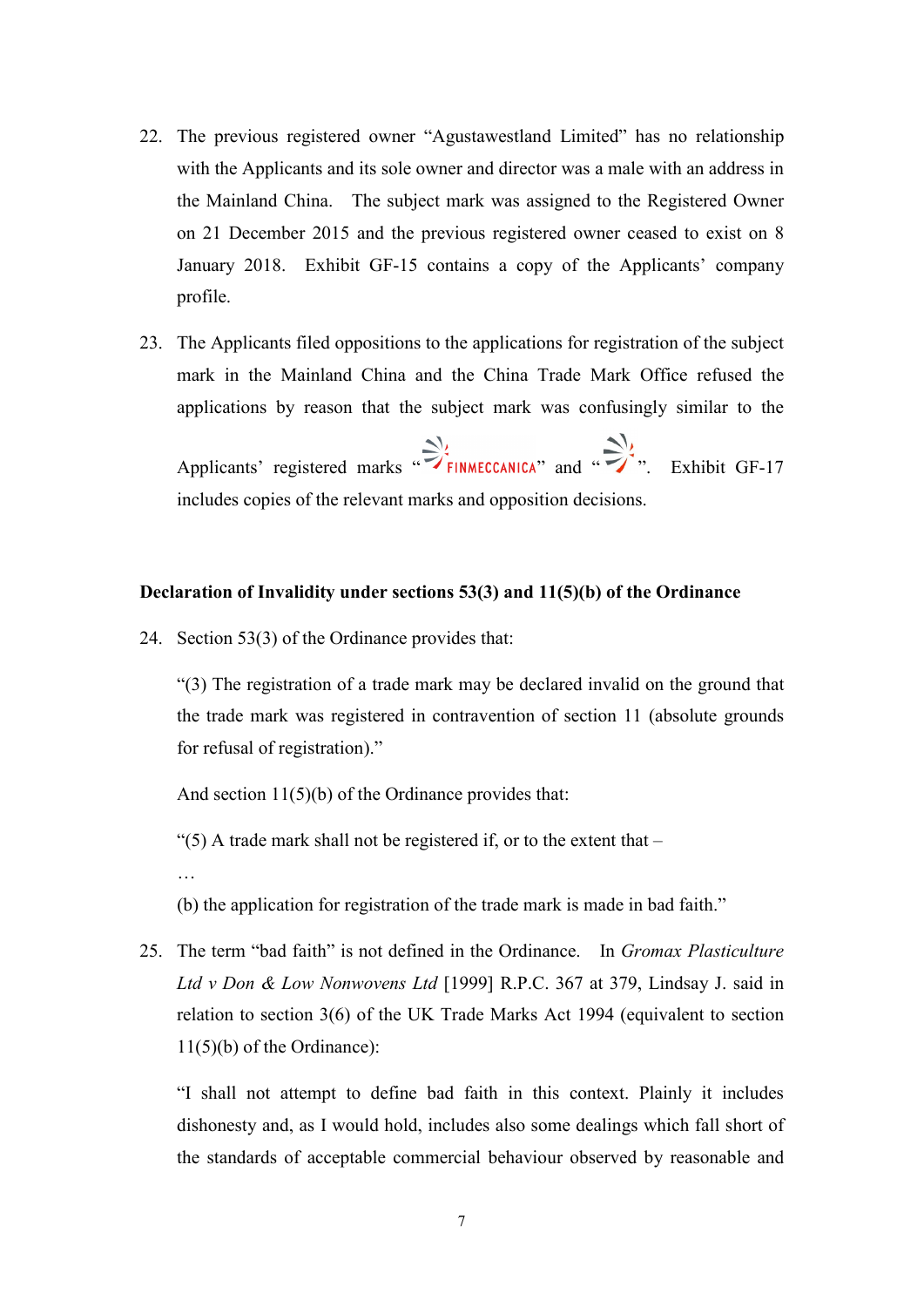22. The previous registered owner "Agustawestland Limited" has no relationship with the Applicants and its sole owner and director was a male with an address in the Mainland China. The subject mark was assigned to the Registered Owner on 21 December 2015 and the previous registered owner ceased to exist on 8 January 2018. Exhibit GF-15 contains a copy of the Applicants' company profile.

23. The Applicants filed oppositions to the applications for registration of the subject mark in the Mainland China and the China Trade Mark Office refused the applications by reason that the subject mark was confusingly similar to the Applicants' registered marks "FINMECCANICA" and "". Exhibit GF-17 includes copies of the relevant marks and opposition decisions.

**Declaration of Invalidity under sections 53(3) and 11(5)(b) of the Ordinance**

24. Section 53(3) of the Ordinance provides that:

   "(3) The registration of a trade mark may be declared invalid on the ground that the trade mark was registered in contravention of section 11 (absolute grounds for refusal of registration)."

   And section 11(5)(b) of the Ordinance provides that:

   "(5) A trade mark shall not be registered if, or to the extent that –

   …

   (b) the application for registration of the trade mark is made in bad faith."

25. The term "bad faith" is not defined in the Ordinance. In *Gromax Plasticulture Ltd v Don & Low Nonwovens Ltd* [1999] R.P.C. 367 at 379, Lindsay J. said in relation to section 3(6) of the UK Trade Marks Act 1994 (equivalent to section 11(5)(b) of the Ordinance):

   "I shall not attempt to define bad faith in this context. Plainly it includes dishonesty and, as I would hold, includes also some dealings which fall short of the standards of acceptable commercial behaviour observed by reasonable and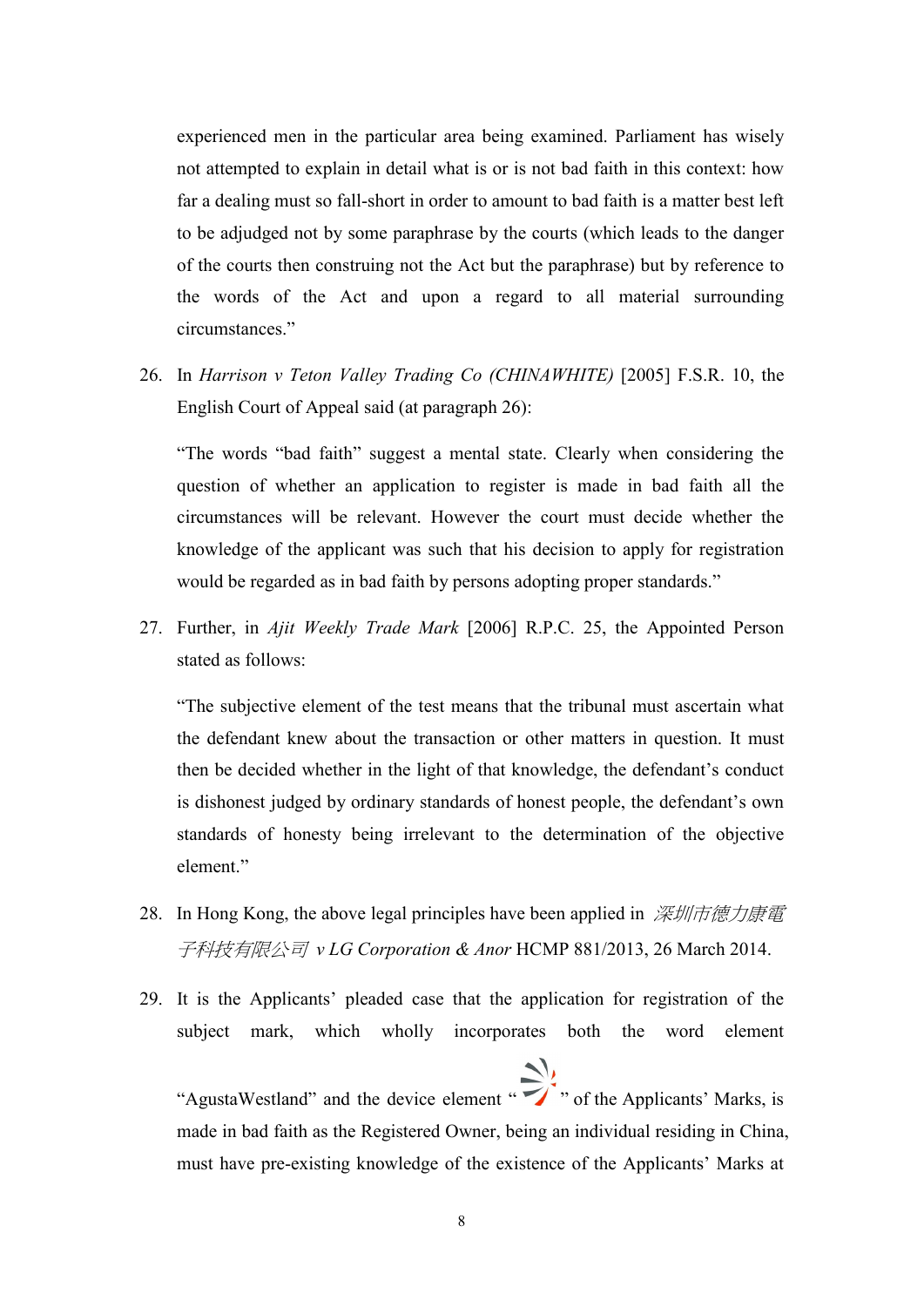experienced men in the particular area being examined. Parliament has wisely not attempted to explain in detail what is or is not bad faith in this context: how far a dealing must so fall-short in order to amount to bad faith is a matter best left to be adjudged not by some paraphrase by the courts (which leads to the danger of the courts then construing not the Act but the paraphrase) but by reference to the words of the Act and upon a regard to all material surrounding circumstances."

26. In *Harrison v Teton Valley Trading Co (CHINAWHITE)* [2005] F.S.R. 10, the English Court of Appeal said (at paragraph 26):

    "The words "bad faith" suggest a mental state. Clearly when considering the question of whether an application to register is made in bad faith all the circumstances will be relevant. However the court must decide whether the knowledge of the applicant was such that his decision to apply for registration would be regarded as in bad faith by persons adopting proper standards."

27. Further, in *Ajit Weekly Trade Mark* [2006] R.P.C. 25, the Appointed Person stated as follows:

    "The subjective element of the test means that the tribunal must ascertain what the defendant knew about the transaction or other matters in question. It must then be decided whether in the light of that knowledge, the defendant's conduct is dishonest judged by ordinary standards of honest people, the defendant's own standards of honesty being irrelevant to the determination of the objective element."

28. In Hong Kong, the above legal principles have been applied in *深圳市德力康電子科技有限公司 v LG Corporation & Anor* HCMP 881/2013, 26 March 2014.

29. It is the Applicants' pleaded case that the application for registration of the subject mark, which wholly incorporates both the word element "AgustaWestland" and the device element " " of the Applicants' Marks, is made in bad faith as the Registered Owner, being an individual residing in China, must have pre-existing knowledge of the existence of the Applicants' Marks at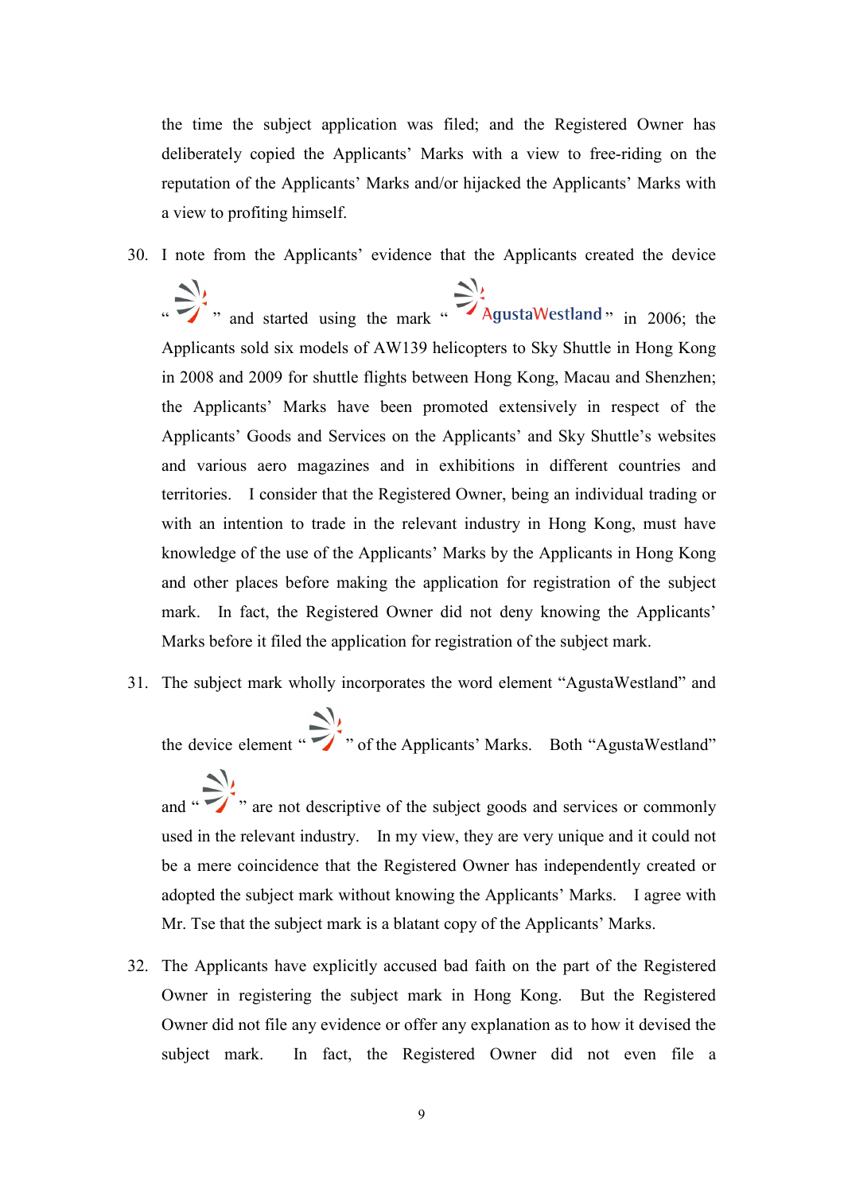the time the subject application was filed; and the Registered Owner has deliberately copied the Applicants' Marks with a view to free-riding on the reputation of the Applicants' Marks and/or hijacked the Applicants' Marks with a view to profiting himself.

30. I note from the Applicants' evidence that the Applicants created the device " " and started using the mark " AgustaWestland" in 2006; the Applicants sold six models of AW139 helicopters to Sky Shuttle in Hong Kong in 2008 and 2009 for shuttle flights between Hong Kong, Macau and Shenzhen; the Applicants' Marks have been promoted extensively in respect of the Applicants' Goods and Services on the Applicants' and Sky Shuttle's websites and various aero magazines and in exhibitions in different countries and territories. I consider that the Registered Owner, being an individual trading or with an intention to trade in the relevant industry in Hong Kong, must have knowledge of the use of the Applicants' Marks by the Applicants in Hong Kong and other places before making the application for registration of the subject mark. In fact, the Registered Owner did not deny knowing the Applicants' Marks before it filed the application for registration of the subject mark.

31. The subject mark wholly incorporates the word element "AgustaWestland" and the device element " " of the Applicants' Marks. Both "AgustaWestland" and " " are not descriptive of the subject goods and services or commonly used in the relevant industry. In my view, they are very unique and it could not be a mere coincidence that the Registered Owner has independently created or adopted the subject mark without knowing the Applicants' Marks. I agree with Mr. Tse that the subject mark is a blatant copy of the Applicants' Marks.

32. The Applicants have explicitly accused bad faith on the part of the Registered Owner in registering the subject mark in Hong Kong. But the Registered Owner did not file any evidence or offer any explanation as to how it devised the subject mark. In fact, the Registered Owner did not even file a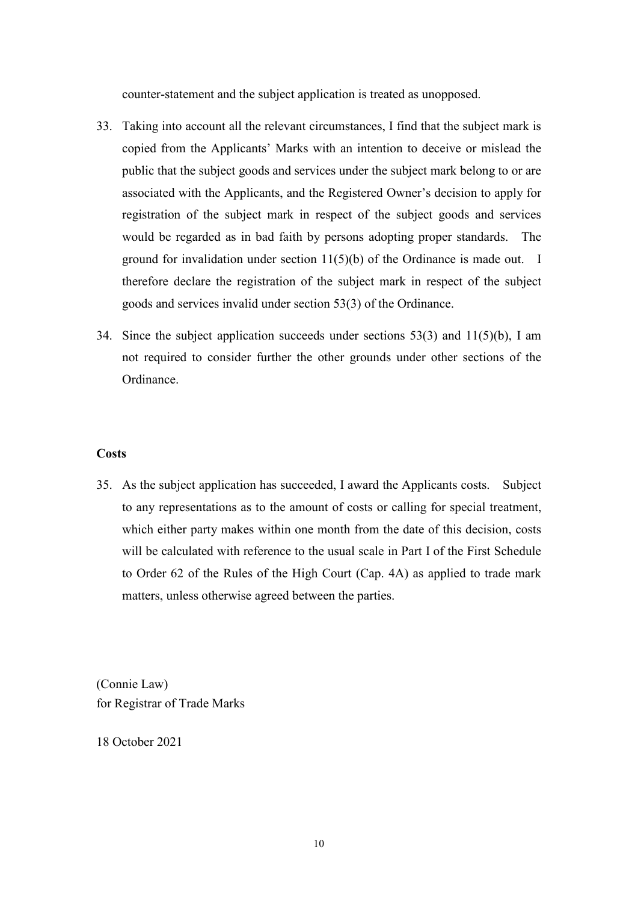counter-statement and the subject application is treated as unopposed.

33. Taking into account all the relevant circumstances, I find that the subject mark is copied from the Applicants' Marks with an intention to deceive or mislead the public that the subject goods and services under the subject mark belong to or are associated with the Applicants, and the Registered Owner's decision to apply for registration of the subject mark in respect of the subject goods and services would be regarded as in bad faith by persons adopting proper standards. The ground for invalidation under section 11(5)(b) of the Ordinance is made out. I therefore declare the registration of the subject mark in respect of the subject goods and services invalid under section 53(3) of the Ordinance.

34. Since the subject application succeeds under sections 53(3) and 11(5)(b), I am not required to consider further the other grounds under other sections of the Ordinance.

**Costs**

35. As the subject application has succeeded, I award the Applicants costs. Subject to any representations as to the amount of costs or calling for special treatment, which either party makes within one month from the date of this decision, costs will be calculated with reference to the usual scale in Part I of the First Schedule to Order 62 of the Rules of the High Court (Cap. 4A) as applied to trade mark matters, unless otherwise agreed between the parties.

(Connie Law)
for Registrar of Trade Marks

18 October 2021